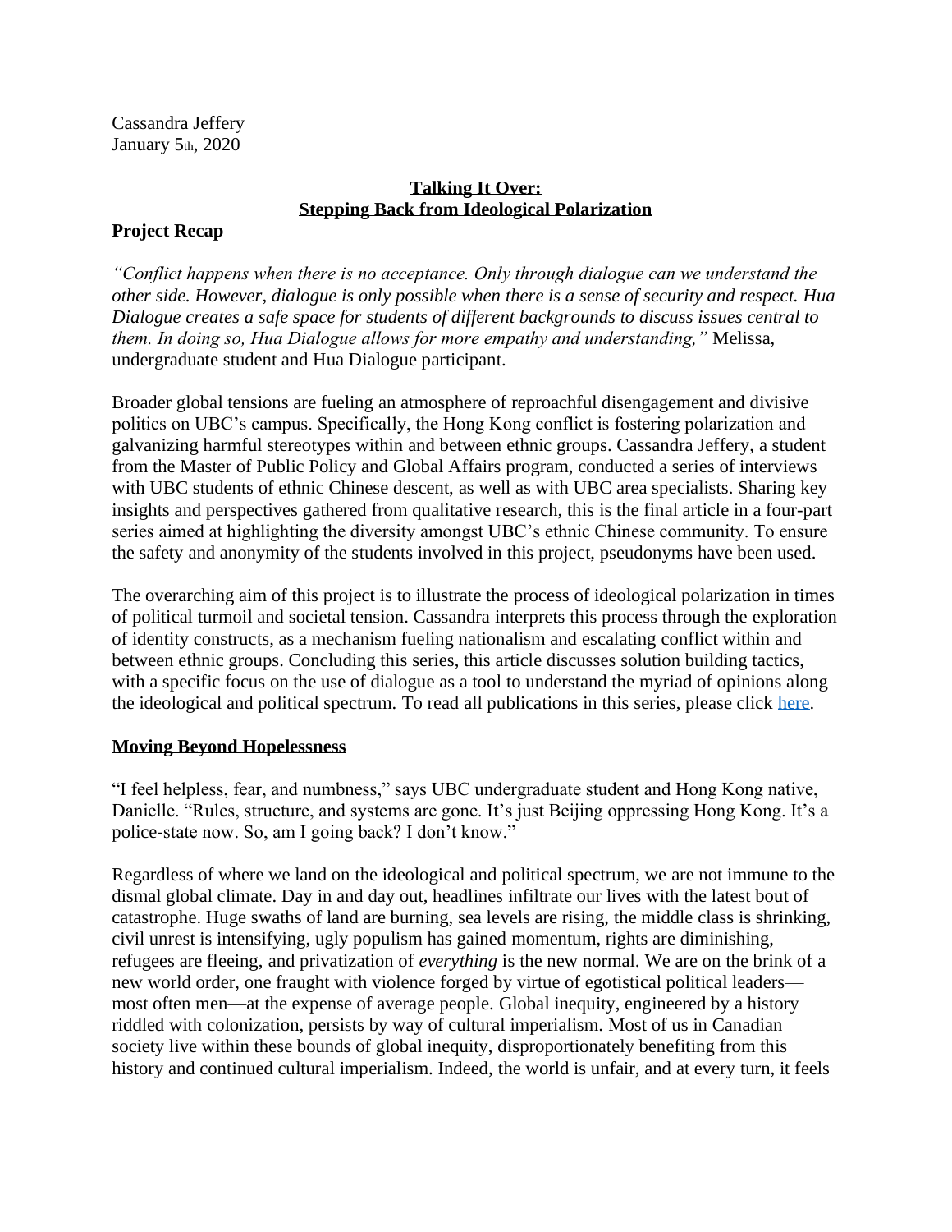Cassandra Jeffery
January 5th, 2020

# Talking It Over: Stepping Back from Ideological Polarization

## Project Recap

*"Conflict happens when there is no acceptance. Only through dialogue can we understand the other side. However, dialogue is only possible when there is a sense of security and respect. Hua Dialogue creates a safe space for students of different backgrounds to discuss issues central to them. In doing so, Hua Dialogue allows for more empathy and understanding,"* Melissa, undergraduate student and Hua Dialogue participant.

Broader global tensions are fueling an atmosphere of reproachful disengagement and divisive politics on UBC's campus. Specifically, the Hong Kong conflict is fostering polarization and galvanizing harmful stereotypes within and between ethnic groups. Cassandra Jeffery, a student from the Master of Public Policy and Global Affairs program, conducted a series of interviews with UBC students of ethnic Chinese descent, as well as with UBC area specialists. Sharing key insights and perspectives gathered from qualitative research, this is the final article in a four-part series aimed at highlighting the diversity amongst UBC's ethnic Chinese community. To ensure the safety and anonymity of the students involved in this project, pseudonyms have been used.

The overarching aim of this project is to illustrate the process of ideological polarization in times of political turmoil and societal tension. Cassandra interprets this process through the exploration of identity constructs, as a mechanism fueling nationalism and escalating conflict within and between ethnic groups. Concluding this series, this article discusses solution building tactics, with a specific focus on the use of dialogue as a tool to understand the myriad of opinions along the ideological and political spectrum. To read all publications in this series, please click here.

## Moving Beyond Hopelessness

"I feel helpless, fear, and numbness," says UBC undergraduate student and Hong Kong native, Danielle. "Rules, structure, and systems are gone. It's just Beijing oppressing Hong Kong. It's a police-state now. So, am I going back? I don't know."

Regardless of where we land on the ideological and political spectrum, we are not immune to the dismal global climate. Day in and day out, headlines infiltrate our lives with the latest bout of catastrophe. Huge swaths of land are burning, sea levels are rising, the middle class is shrinking, civil unrest is intensifying, ugly populism has gained momentum, rights are diminishing, refugees are fleeing, and privatization of *everything* is the new normal. We are on the brink of a new world order, one fraught with violence forged by virtue of egotistical political leaders—most often men—at the expense of average people. Global inequity, engineered by a history riddled with colonization, persists by way of cultural imperialism. Most of us in Canadian society live within these bounds of global inequity, disproportionately benefiting from this history and continued cultural imperialism. Indeed, the world is unfair, and at every turn, it feels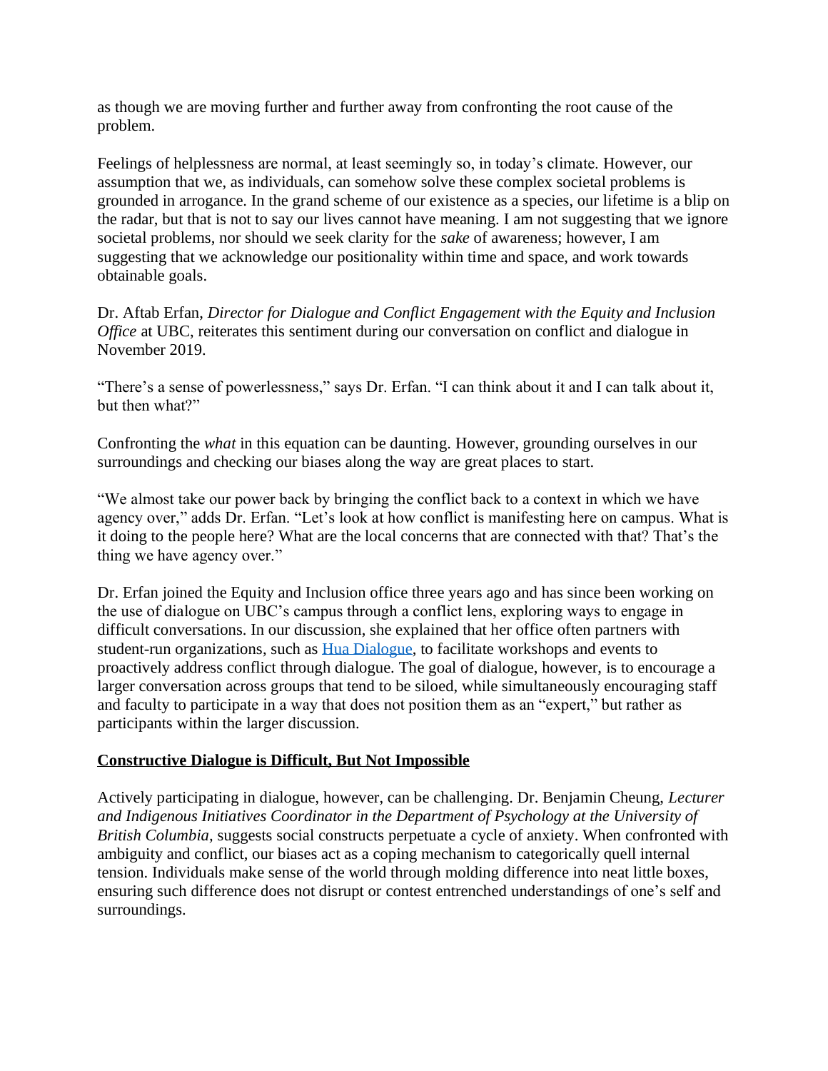as though we are moving further and further away from confronting the root cause of the problem.

Feelings of helplessness are normal, at least seemingly so, in today's climate. However, our assumption that we, as individuals, can somehow solve these complex societal problems is grounded in arrogance. In the grand scheme of our existence as a species, our lifetime is a blip on the radar, but that is not to say our lives cannot have meaning. I am not suggesting that we ignore societal problems, nor should we seek clarity for the *sake* of awareness; however, I am suggesting that we acknowledge our positionality within time and space, and work towards obtainable goals.

Dr. Aftab Erfan, *Director for Dialogue and Conflict Engagement with the Equity and Inclusion Office* at UBC, reiterates this sentiment during our conversation on conflict and dialogue in November 2019.

"There's a sense of powerlessness," says Dr. Erfan. "I can think about it and I can talk about it, but then what?"

Confronting the *what* in this equation can be daunting. However, grounding ourselves in our surroundings and checking our biases along the way are great places to start.

"We almost take our power back by bringing the conflict back to a context in which we have agency over," adds Dr. Erfan. "Let's look at how conflict is manifesting here on campus. What is it doing to the people here? What are the local concerns that are connected with that? That's the thing we have agency over."

Dr. Erfan joined the Equity and Inclusion office three years ago and has since been working on the use of dialogue on UBC's campus through a conflict lens, exploring ways to engage in difficult conversations. In our discussion, she explained that her office often partners with student-run organizations, such as [Hua Dialogue](), to facilitate workshops and events to proactively address conflict through dialogue. The goal of dialogue, however, is to encourage a larger conversation across groups that tend to be siloed, while simultaneously encouraging staff and faculty to participate in a way that does not position them as an "expert," but rather as participants within the larger discussion.

## Constructive Dialogue is Difficult, But Not Impossible

Actively participating in dialogue, however, can be challenging. Dr. Benjamin Cheung, *Lecturer and Indigenous Initiatives Coordinator in the Department of Psychology at the University of British Columbia*, suggests social constructs perpetuate a cycle of anxiety. When confronted with ambiguity and conflict, our biases act as a coping mechanism to categorically quell internal tension. Individuals make sense of the world through molding difference into neat little boxes, ensuring such difference does not disrupt or contest entrenched understandings of one's self and surroundings.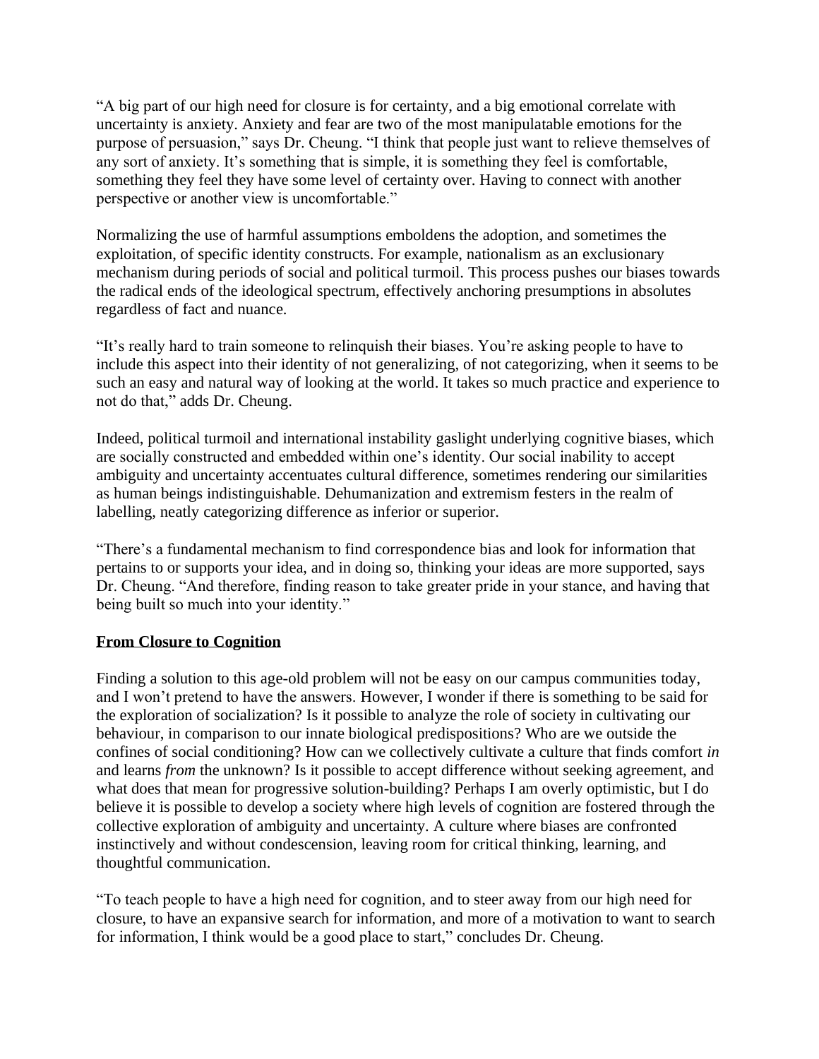"A big part of our high need for closure is for certainty, and a big emotional correlate with uncertainty is anxiety. Anxiety and fear are two of the most manipulatable emotions for the purpose of persuasion," says Dr. Cheung. "I think that people just want to relieve themselves of any sort of anxiety. It's something that is simple, it is something they feel is comfortable, something they feel they have some level of certainty over. Having to connect with another perspective or another view is uncomfortable."

Normalizing the use of harmful assumptions emboldens the adoption, and sometimes the exploitation, of specific identity constructs. For example, nationalism as an exclusionary mechanism during periods of social and political turmoil. This process pushes our biases towards the radical ends of the ideological spectrum, effectively anchoring presumptions in absolutes regardless of fact and nuance.

"It's really hard to train someone to relinquish their biases. You're asking people to have to include this aspect into their identity of not generalizing, of not categorizing, when it seems to be such an easy and natural way of looking at the world. It takes so much practice and experience to not do that," adds Dr. Cheung.

Indeed, political turmoil and international instability gaslight underlying cognitive biases, which are socially constructed and embedded within one's identity. Our social inability to accept ambiguity and uncertainty accentuates cultural difference, sometimes rendering our similarities as human beings indistinguishable. Dehumanization and extremism festers in the realm of labelling, neatly categorizing difference as inferior or superior.

"There's a fundamental mechanism to find correspondence bias and look for information that pertains to or supports your idea, and in doing so, thinking your ideas are more supported, says Dr. Cheung. "And therefore, finding reason to take greater pride in your stance, and having that being built so much into your identity."

## From Closure to Cognition

Finding a solution to this age-old problem will not be easy on our campus communities today, and I won't pretend to have the answers. However, I wonder if there is something to be said for the exploration of socialization? Is it possible to analyze the role of society in cultivating our behaviour, in comparison to our innate biological predispositions? Who are we outside the confines of social conditioning? How can we collectively cultivate a culture that finds comfort *in* and learns *from* the unknown? Is it possible to accept difference without seeking agreement, and what does that mean for progressive solution-building? Perhaps I am overly optimistic, but I do believe it is possible to develop a society where high levels of cognition are fostered through the collective exploration of ambiguity and uncertainty. A culture where biases are confronted instinctively and without condescension, leaving room for critical thinking, learning, and thoughtful communication.

"To teach people to have a high need for cognition, and to steer away from our high need for closure, to have an expansive search for information, and more of a motivation to want to search for information, I think would be a good place to start," concludes Dr. Cheung.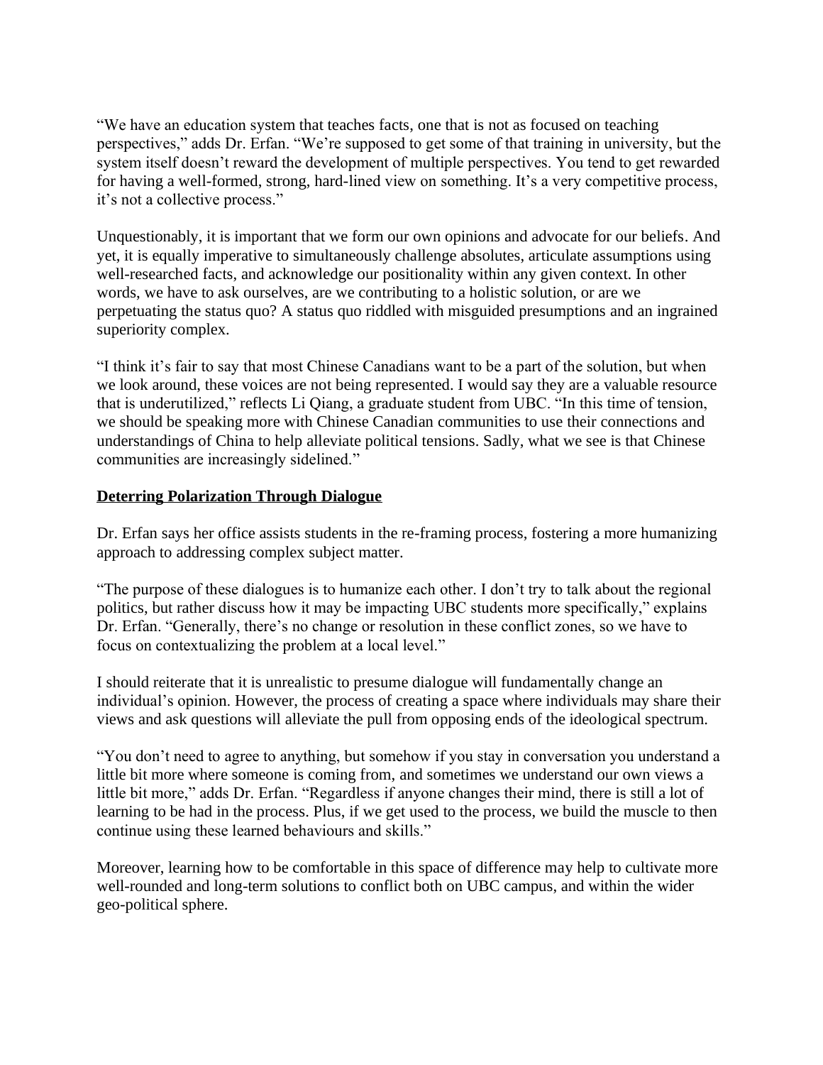"We have an education system that teaches facts, one that is not as focused on teaching perspectives," adds Dr. Erfan. "We're supposed to get some of that training in university, but the system itself doesn't reward the development of multiple perspectives. You tend to get rewarded for having a well-formed, strong, hard-lined view on something. It's a very competitive process, it's not a collective process."

Unquestionably, it is important that we form our own opinions and advocate for our beliefs. And yet, it is equally imperative to simultaneously challenge absolutes, articulate assumptions using well-researched facts, and acknowledge our positionality within any given context. In other words, we have to ask ourselves, are we contributing to a holistic solution, or are we perpetuating the status quo? A status quo riddled with misguided presumptions and an ingrained superiority complex.

"I think it's fair to say that most Chinese Canadians want to be a part of the solution, but when we look around, these voices are not being represented. I would say they are a valuable resource that is underutilized," reflects Li Qiang, a graduate student from UBC. "In this time of tension, we should be speaking more with Chinese Canadian communities to use their connections and understandings of China to help alleviate political tensions. Sadly, what we see is that Chinese communities are increasingly sidelined."

## <u>Deterring Polarization Through Dialogue</u>

Dr. Erfan says her office assists students in the re-framing process, fostering a more humanizing approach to addressing complex subject matter.

"The purpose of these dialogues is to humanize each other. I don't try to talk about the regional politics, but rather discuss how it may be impacting UBC students more specifically," explains Dr. Erfan. "Generally, there's no change or resolution in these conflict zones, so we have to focus on contextualizing the problem at a local level."

I should reiterate that it is unrealistic to presume dialogue will fundamentally change an individual's opinion. However, the process of creating a space where individuals may share their views and ask questions will alleviate the pull from opposing ends of the ideological spectrum.

"You don't need to agree to anything, but somehow if you stay in conversation you understand a little bit more where someone is coming from, and sometimes we understand our own views a little bit more," adds Dr. Erfan. "Regardless if anyone changes their mind, there is still a lot of learning to be had in the process. Plus, if we get used to the process, we build the muscle to then continue using these learned behaviours and skills."

Moreover, learning how to be comfortable in this space of difference may help to cultivate more well-rounded and long-term solutions to conflict both on UBC campus, and within the wider geo-political sphere.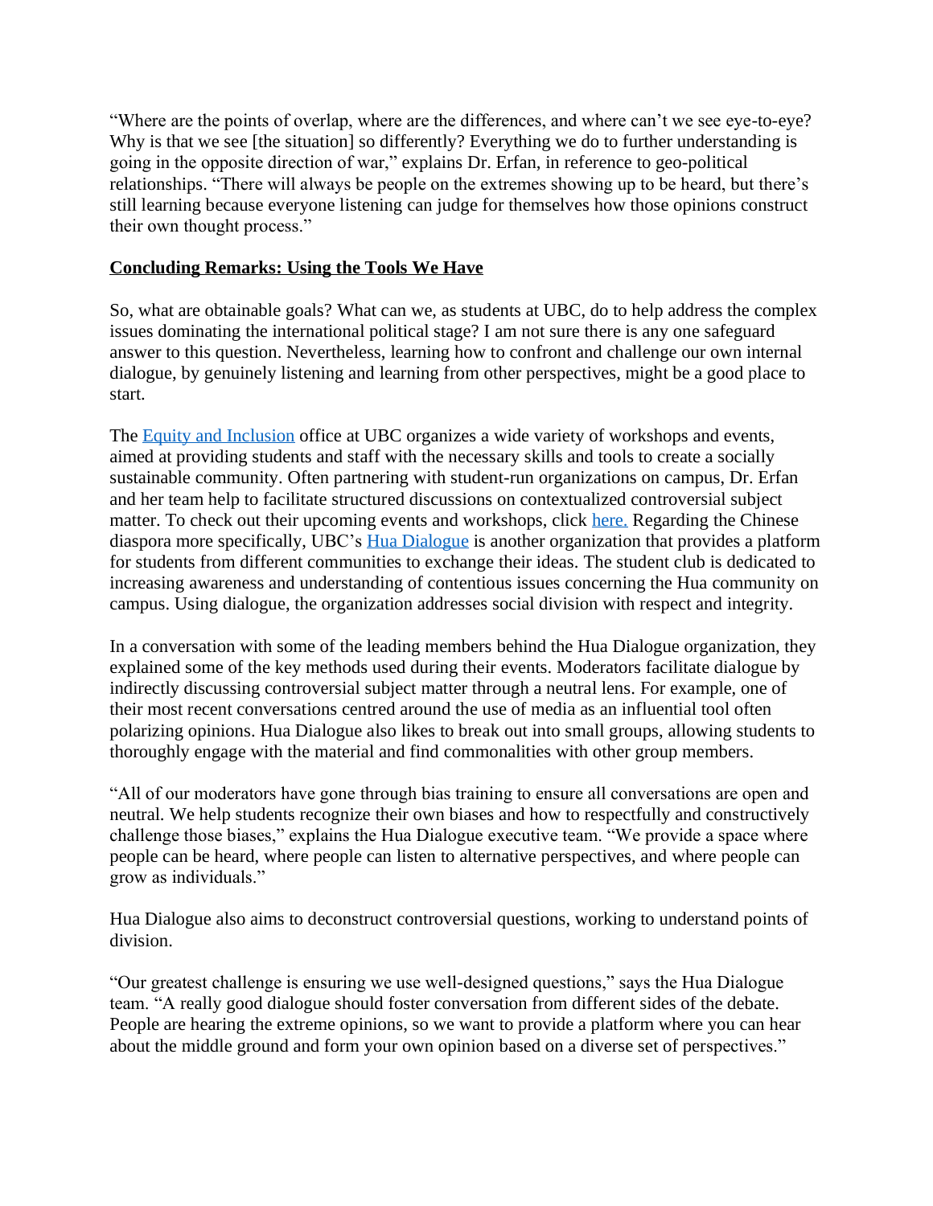"Where are the points of overlap, where are the differences, and where can't we see eye-to-eye? Why is that we see [the situation] so differently? Everything we do to further understanding is going in the opposite direction of war," explains Dr. Erfan, in reference to geo-political relationships. "There will always be people on the extremes showing up to be heard, but there's still learning because everyone listening can judge for themselves how those opinions construct their own thought process."

## **Concluding Remarks: Using the Tools We Have**

So, what are obtainable goals? What can we, as students at UBC, do to help address the complex issues dominating the international political stage? I am not sure there is any one safeguard answer to this question. Nevertheless, learning how to confront and challenge our own internal dialogue, by genuinely listening and learning from other perspectives, might be a good place to start.

The Equity and Inclusion office at UBC organizes a wide variety of workshops and events, aimed at providing students and staff with the necessary skills and tools to create a socially sustainable community. Often partnering with student-run organizations on campus, Dr. Erfan and her team help to facilitate structured discussions on contextualized controversial subject matter. To check out their upcoming events and workshops, click here. Regarding the Chinese diaspora more specifically, UBC's Hua Dialogue is another organization that provides a platform for students from different communities to exchange their ideas. The student club is dedicated to increasing awareness and understanding of contentious issues concerning the Hua community on campus. Using dialogue, the organization addresses social division with respect and integrity.

In a conversation with some of the leading members behind the Hua Dialogue organization, they explained some of the key methods used during their events. Moderators facilitate dialogue by indirectly discussing controversial subject matter through a neutral lens. For example, one of their most recent conversations centred around the use of media as an influential tool often polarizing opinions. Hua Dialogue also likes to break out into small groups, allowing students to thoroughly engage with the material and find commonalities with other group members.

"All of our moderators have gone through bias training to ensure all conversations are open and neutral. We help students recognize their own biases and how to respectfully and constructively challenge those biases," explains the Hua Dialogue executive team. "We provide a space where people can be heard, where people can listen to alternative perspectives, and where people can grow as individuals."

Hua Dialogue also aims to deconstruct controversial questions, working to understand points of division.

"Our greatest challenge is ensuring we use well-designed questions," says the Hua Dialogue team. "A really good dialogue should foster conversation from different sides of the debate. People are hearing the extreme opinions, so we want to provide a platform where you can hear about the middle ground and form your own opinion based on a diverse set of perspectives."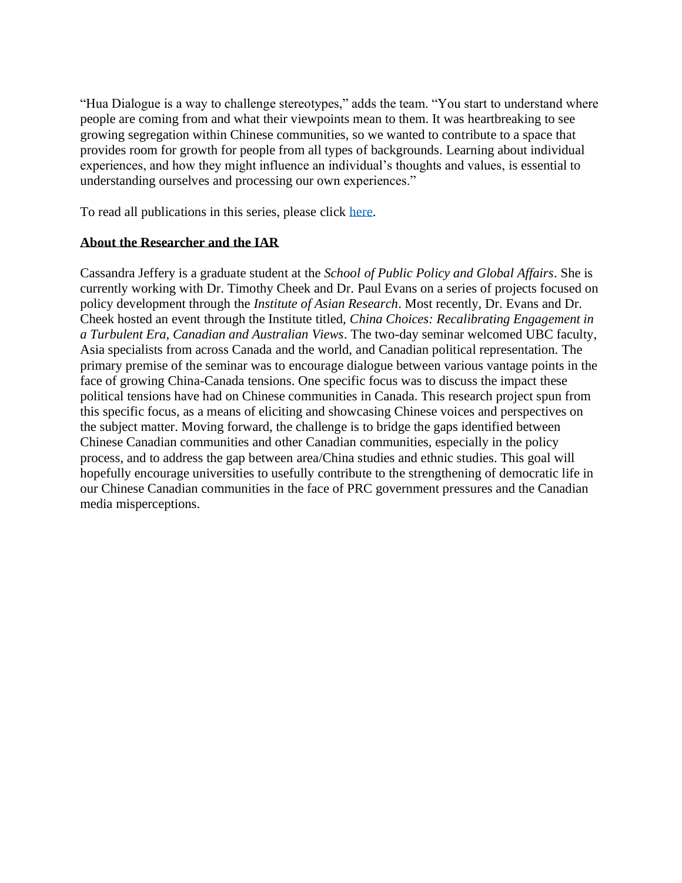"Hua Dialogue is a way to challenge stereotypes," adds the team. "You start to understand where people are coming from and what their viewpoints mean to them. It was heartbreaking to see growing segregation within Chinese communities, so we wanted to contribute to a space that provides room for growth for people from all types of backgrounds. Learning about individual experiences, and how they might influence an individual's thoughts and values, is essential to understanding ourselves and processing our own experiences."

To read all publications in this series, please click here.

**About the Researcher and the IAR**

Cassandra Jeffery is a graduate student at the *School of Public Policy and Global Affairs*. She is currently working with Dr. Timothy Cheek and Dr. Paul Evans on a series of projects focused on policy development through the *Institute of Asian Research*. Most recently, Dr. Evans and Dr. Cheek hosted an event through the Institute titled, *China Choices: Recalibrating Engagement in a Turbulent Era, Canadian and Australian Views*. The two-day seminar welcomed UBC faculty, Asia specialists from across Canada and the world, and Canadian political representation. The primary premise of the seminar was to encourage dialogue between various vantage points in the face of growing China-Canada tensions. One specific focus was to discuss the impact these political tensions have had on Chinese communities in Canada. This research project spun from this specific focus, as a means of eliciting and showcasing Chinese voices and perspectives on the subject matter. Moving forward, the challenge is to bridge the gaps identified between Chinese Canadian communities and other Canadian communities, especially in the policy process, and to address the gap between area/China studies and ethnic studies. This goal will hopefully encourage universities to usefully contribute to the strengthening of democratic life in our Chinese Canadian communities in the face of PRC government pressures and the Canadian media misperceptions.